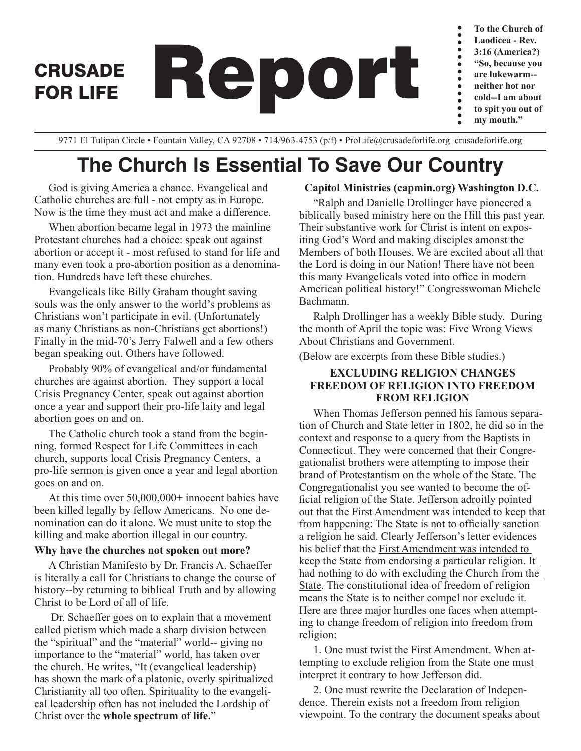# CRUSADE FOR LIFE Report

**To the Church of Laodicea - Rev. 3:16 (America?) "So, because you are lukewarm--neither hot nor cold--I am about to spit you out of my mouth."**

9771 El Tulipan Circle • Fountain Valley, CA 92708 • 714/963-4753 (p/f) • ProLife@crusadeforlife.org crusadeforlife.org

# The Church Is Essential To Save Our Country

God is giving America a chance. Evangelical and Catholic churches are full - not empty as in Europe. Now is the time they must act and make a difference.

When abortion became legal in 1973 the mainline Protestant churches had a choice: speak out against abortion or accept it - most refused to stand for life and many even took a pro-abortion position as a denomination. Hundreds have left these churches.

Evangelicals like Billy Graham thought saving souls was the only answer to the world's problems as Christians won't participate in evil. (Unfortunately as many Christians as non-Christians get abortions!) Finally in the mid-70's Jerry Falwell and a few others began speaking out. Others have followed.

Probably 90% of evangelical and/or fundamental churches are against abortion. They support a local Crisis Pregnancy Center, speak out against abortion once a year and support their pro-life laity and legal abortion goes on and on.

The Catholic church took a stand from the beginning, formed Respect for Life Committees in each church, supports local Crisis Pregnancy Centers, a pro-life sermon is given once a year and legal abortion goes on and on.

At this time over 50,000,000+ innocent babies have been killed legally by fellow Americans. No one denomination can do it alone. We must unite to stop the killing and make abortion illegal in our country.

**Why have the churches not spoken out more?**

A Christian Manifesto by Dr. Francis A. Schaeffer is literally a call for Christians to change the course of history--by returning to biblical Truth and by allowing Christ to be Lord of all of life.

Dr. Schaeffer goes on to explain that a movement called pietism which made a sharp division between the "spiritual" and the "material" world-- giving no importance to the "material" world, has taken over the church. He writes, "It (evangelical leadership) has shown the mark of a platonic, overly spiritualized Christianity all too often. Spirituality to the evangelical leadership often has not included the Lordship of Christ over the **whole spectrum of life.**"

**Capitol Ministries (capmin.org) Washington D.C.**

"Ralph and Danielle Drollinger have pioneered a biblically based ministry here on the Hill this past year. Their substantive work for Christ is intent on expositing God's Word and making disciples amonst the Members of both Houses. We are excited about all that the Lord is doing in our Nation! There have not been this many Evangelicals voted into office in modern American political history!" Congresswoman Michele Bachmann.

Ralph Drollinger has a weekly Bible study. During the month of April the topic was: Five Wrong Views About Christians and Government.

(Below are excerpts from these Bible studies.)

**EXCLUDING RELIGION CHANGES FREEDOM OF RELIGION INTO FREEDOM FROM RELIGION**

When Thomas Jefferson penned his famous separation of Church and State letter in 1802, he did so in the context and response to a query from the Baptists in Connecticut. They were concerned that their Congregationalist brothers were attempting to impose their brand of Protestantism on the whole of the State. The Congregationalist you see wanted to become the official religion of the State. Jefferson adroitly pointed out that the First Amendment was intended to keep that from happening: The State is not to officially sanction a religion he said. Clearly Jefferson's letter evidences his belief that the <u>First Amendment was intended to keep the State from endorsing a particular religion. It had nothing to do with excluding the Church from the State</u>. The constitutional idea of freedom of religion means the State is to neither compel nor exclude it. Here are three major hurdles one faces when attempting to change freedom of religion into freedom from religion:

1. One must twist the First Amendment. When attempting to exclude religion from the State one must interpret it contrary to how Jefferson did.

2. One must rewrite the Declaration of Independence. Therein exists not a freedom from religion viewpoint. To the contrary the document speaks about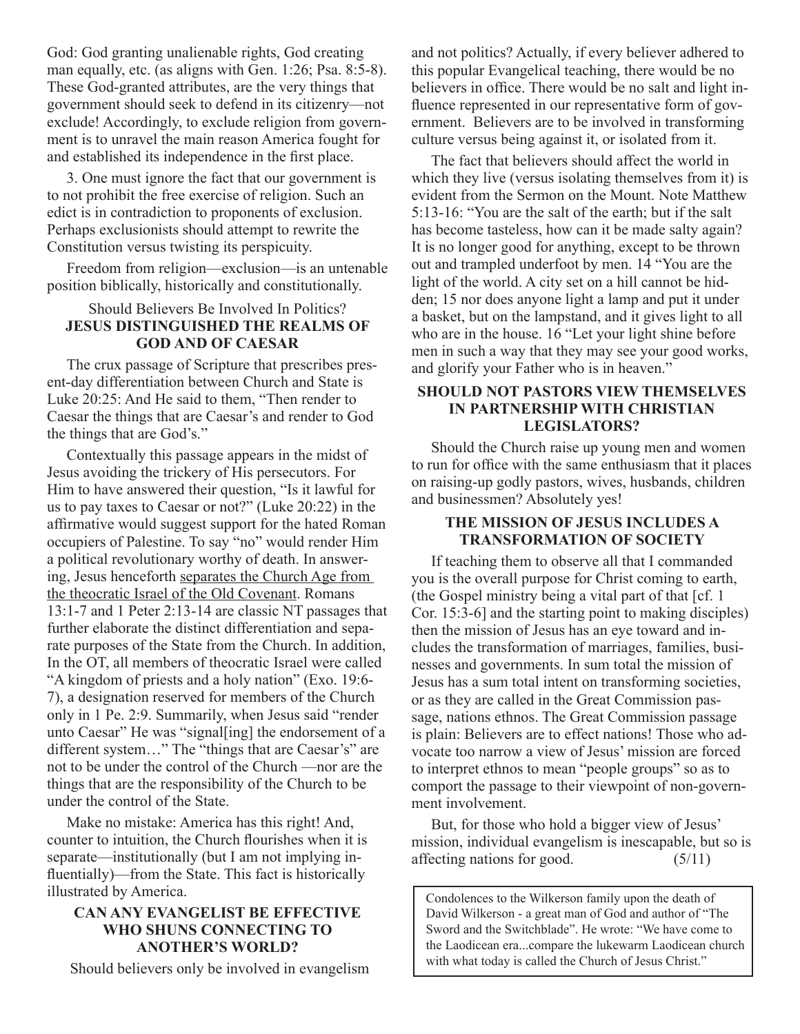God: God granting unalienable rights, God creating man equally, etc. (as aligns with Gen. 1:26; Psa. 8:5-8). These God-granted attributes, are the very things that government should seek to defend in its citizenry—not exclude! Accordingly, to exclude religion from government is to unravel the main reason America fought for and established its independence in the first place.

3. One must ignore the fact that our government is to not prohibit the free exercise of religion. Such an edict is in contradiction to proponents of exclusion. Perhaps exclusionists should attempt to rewrite the Constitution versus twisting its perspicuity.

Freedom from religion—exclusion—is an untenable position biblically, historically and constitutionally.

## Should Believers Be Involved In Politics? JESUS DISTINGUISHED THE REALMS OF GOD AND OF CAESAR

The crux passage of Scripture that prescribes present-day differentiation between Church and State is Luke 20:25: And He said to them, "Then render to Caesar the things that are Caesar's and render to God the things that are God's."

Contextually this passage appears in the midst of Jesus avoiding the trickery of His persecutors. For Him to have answered their question, "Is it lawful for us to pay taxes to Caesar or not?" (Luke 20:22) in the affirmative would suggest support for the hated Roman occupiers of Palestine. To say "no" would render Him a political revolutionary worthy of death. In answering, Jesus henceforth separates the Church Age from the theocratic Israel of the Old Covenant. Romans 13:1-7 and 1 Peter 2:13-14 are classic NT passages that further elaborate the distinct differentiation and separate purposes of the State from the Church. In addition, In the OT, all members of theocratic Israel were called "A kingdom of priests and a holy nation" (Exo. 19:6-7), a designation reserved for members of the Church only in 1 Pe. 2:9. Summarily, when Jesus said "render unto Caesar" He was "signal[ing] the endorsement of a different system…" The "things that are Caesar's" are not to be under the control of the Church —nor are the things that are the responsibility of the Church to be under the control of the State.

Make no mistake: America has this right! And, counter to intuition, the Church flourishes when it is separate—institutionally (but I am not implying influentially)—from the State. This fact is historically illustrated by America.

## CAN ANY EVANGELIST BE EFFECTIVE WHO SHUNS CONNECTING TO ANOTHER'S WORLD?

Should believers only be involved in evangelism and not politics? Actually, if every believer adhered to this popular Evangelical teaching, there would be no believers in office. There would be no salt and light influence represented in our representative form of government. Believers are to be involved in transforming culture versus being against it, or isolated from it.

The fact that believers should affect the world in which they live (versus isolating themselves from it) is evident from the Sermon on the Mount. Note Matthew 5:13-16: "You are the salt of the earth; but if the salt has become tasteless, how can it be made salty again? It is no longer good for anything, except to be thrown out and trampled underfoot by men. 14 "You are the light of the world. A city set on a hill cannot be hidden; 15 nor does anyone light a lamp and put it under a basket, but on the lampstand, and it gives light to all who are in the house. 16 "Let your light shine before men in such a way that they may see your good works, and glorify your Father who is in heaven."

## SHOULD NOT PASTORS VIEW THEMSELVES IN PARTNERSHIP WITH CHRISTIAN LEGISLATORS?

Should the Church raise up young men and women to run for office with the same enthusiasm that it places on raising-up godly pastors, wives, husbands, children and businessmen? Absolutely yes!

## THE MISSION OF JESUS INCLUDES A TRANSFORMATION OF SOCIETY

If teaching them to observe all that I commanded you is the overall purpose for Christ coming to earth, (the Gospel ministry being a vital part of that [cf. 1 Cor. 15:3-6] and the starting point to making disciples) then the mission of Jesus has an eye toward and includes the transformation of marriages, families, businesses and governments. In sum total the mission of Jesus has a sum total intent on transforming societies, or as they are called in the Great Commission passage, nations ethnos. The Great Commission passage is plain: Believers are to effect nations! Those who advocate too narrow a view of Jesus' mission are forced to interpret ethnos to mean "people groups" so as to comport the passage to their viewpoint of non-government involvement.

But, for those who hold a bigger view of Jesus' mission, individual evangelism is inescapable, but so is affecting nations for good. (5/11)

Condolences to the Wilkerson family upon the death of David Wilkerson - a great man of God and author of "The Sword and the Switchblade". He wrote: "We have come to the Laodicean era...compare the lukewarm Laodicean church with what today is called the Church of Jesus Christ."